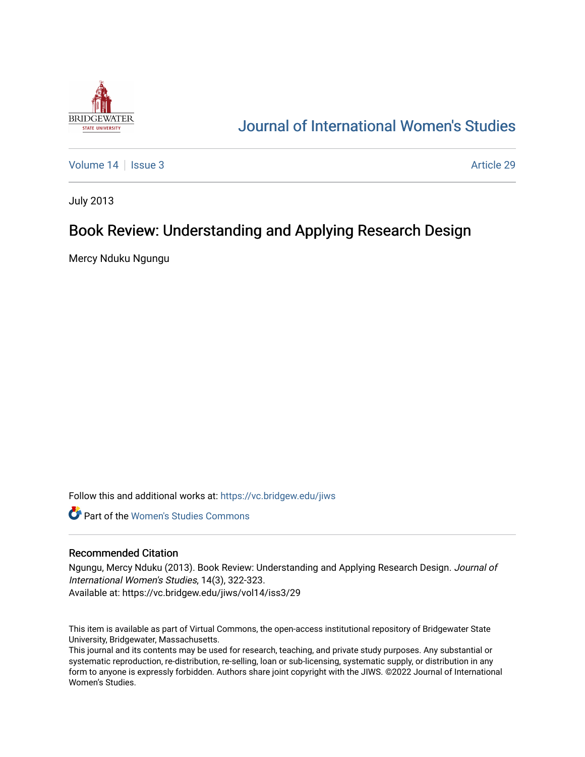# Journal of International Women's Studies

Volume 14 | Issue 3 | Article 29

July 2013

## Book Review: Understanding and Applying Research Design

Mercy Nduku Ngungu

Follow this and additional works at: https://vc.bridgew.edu/jiws

Part of the Women's Studies Commons

### Recommended Citation

Ngungu, Mercy Nduku (2013). Book Review: Understanding and Applying Research Design. *Journal of International Women's Studies*, 14(3), 322-323.
Available at: https://vc.bridgew.edu/jiws/vol14/iss3/29

This item is available as part of Virtual Commons, the open-access institutional repository of Bridgewater State University, Bridgewater, Massachusetts.
This journal and its contents may be used for research, teaching, and private study purposes. Any substantial or systematic reproduction, re-distribution, re-selling, loan or sub-licensing, systematic supply, or distribution in any form to anyone is expressly forbidden. Authors share joint copyright with the JIWS. ©2022 Journal of International Women's Studies.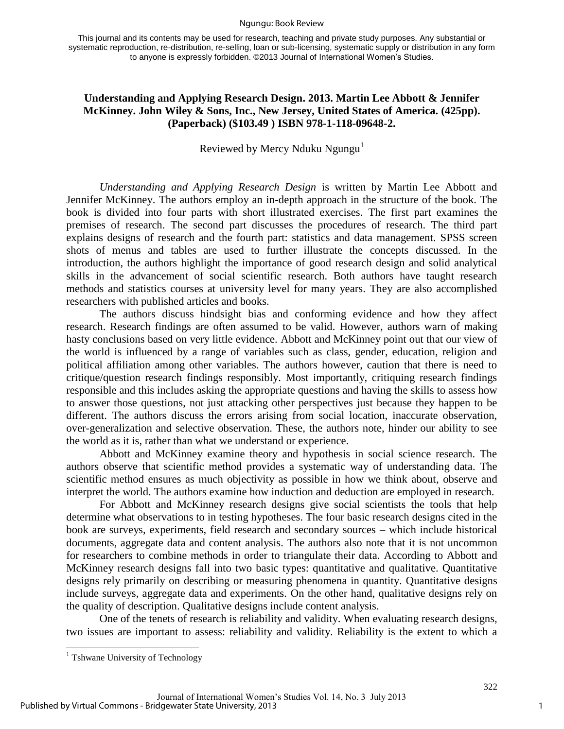This journal and its contents may be used for research, teaching and private study purposes. Any substantial or systematic reproduction, re-distribution, re-selling, loan or sub-licensing, systematic supply or distribution in any form to anyone is expressly forbidden. ©2013 Journal of International Women's Studies.

**Understanding and Applying Research Design. 2013. Martin Lee Abbott & Jennifer McKinney. John Wiley & Sons, Inc., New Jersey, United States of America. (425pp). (Paperback) ($103.49 ) ISBN 978-1-118-09648-2.**

Reviewed by Mercy Nduku Ngungu[1]

*Understanding and Applying Research Design* is written by Martin Lee Abbott and Jennifer McKinney. The authors employ an in-depth approach in the structure of the book. The book is divided into four parts with short illustrated exercises. The first part examines the premises of research. The second part discusses the procedures of research. The third part explains designs of research and the fourth part: statistics and data management. SPSS screen shots of menus and tables are used to further illustrate the concepts discussed. In the introduction, the authors highlight the importance of good research design and solid analytical skills in the advancement of social scientific research. Both authors have taught research methods and statistics courses at university level for many years. They are also accomplished researchers with published articles and books.

The authors discuss hindsight bias and conforming evidence and how they affect research. Research findings are often assumed to be valid. However, authors warn of making hasty conclusions based on very little evidence. Abbott and McKinney point out that our view of the world is influenced by a range of variables such as class, gender, education, religion and political affiliation among other variables. The authors however, caution that there is need to critique/question research findings responsibly. Most importantly, critiquing research findings responsible and this includes asking the appropriate questions and having the skills to assess how to answer those questions, not just attacking other perspectives just because they happen to be different. The authors discuss the errors arising from social location, inaccurate observation, over-generalization and selective observation. These, the authors note, hinder our ability to see the world as it is, rather than what we understand or experience.

Abbott and McKinney examine theory and hypothesis in social science research. The authors observe that scientific method provides a systematic way of understanding data. The scientific method ensures as much objectivity as possible in how we think about, observe and interpret the world. The authors examine how induction and deduction are employed in research.

For Abbott and McKinney research designs give social scientists the tools that help determine what observations to in testing hypotheses. The four basic research designs cited in the book are surveys, experiments, field research and secondary sources – which include historical documents, aggregate data and content analysis. The authors also note that it is not uncommon for researchers to combine methods in order to triangulate their data. According to Abbott and McKinney research designs fall into two basic types: quantitative and qualitative. Quantitative designs rely primarily on describing or measuring phenomena in quantity. Quantitative designs include surveys, aggregate data and experiments. On the other hand, qualitative designs rely on the quality of description. Qualitative designs include content analysis.

One of the tenets of research is reliability and validity. When evaluating research designs, two issues are important to assess: reliability and validity. Reliability is the extent to which a

[1] Tshwane University of Technology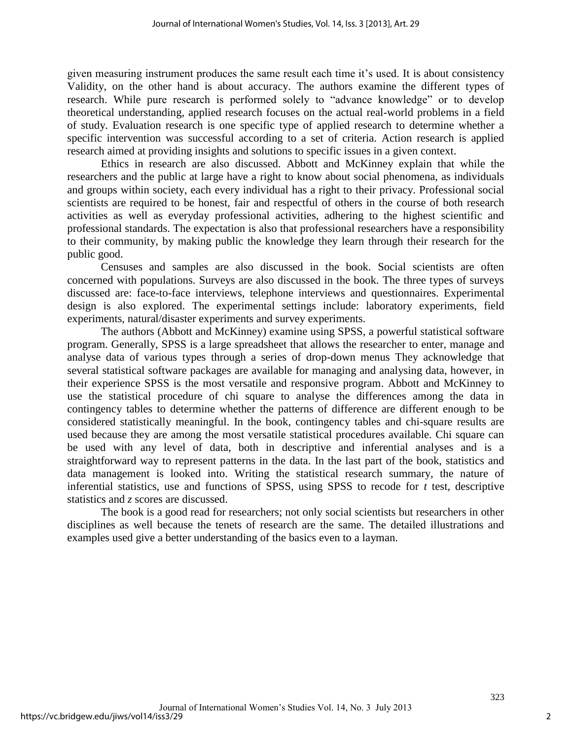given measuring instrument produces the same result each time it's used. It is about consistency Validity, on the other hand is about accuracy. The authors examine the different types of research. While pure research is performed solely to "advance knowledge" or to develop theoretical understanding, applied research focuses on the actual real-world problems in a field of study. Evaluation research is one specific type of applied research to determine whether a specific intervention was successful according to a set of criteria. Action research is applied research aimed at providing insights and solutions to specific issues in a given context.

Ethics in research are also discussed. Abbott and McKinney explain that while the researchers and the public at large have a right to know about social phenomena, as individuals and groups within society, each every individual has a right to their privacy. Professional social scientists are required to be honest, fair and respectful of others in the course of both research activities as well as everyday professional activities, adhering to the highest scientific and professional standards. The expectation is also that professional researchers have a responsibility to their community, by making public the knowledge they learn through their research for the public good.

Censuses and samples are also discussed in the book. Social scientists are often concerned with populations. Surveys are also discussed in the book. The three types of surveys discussed are: face-to-face interviews, telephone interviews and questionnaires. Experimental design is also explored. The experimental settings include: laboratory experiments, field experiments, natural/disaster experiments and survey experiments.

The authors (Abbott and McKinney) examine using SPSS, a powerful statistical software program. Generally, SPSS is a large spreadsheet that allows the researcher to enter, manage and analyse data of various types through a series of drop-down menus They acknowledge that several statistical software packages are available for managing and analysing data, however, in their experience SPSS is the most versatile and responsive program. Abbott and McKinney to use the statistical procedure of chi square to analyse the differences among the data in contingency tables to determine whether the patterns of difference are different enough to be considered statistically meaningful. In the book, contingency tables and chi-square results are used because they are among the most versatile statistical procedures available. Chi square can be used with any level of data, both in descriptive and inferential analyses and is a straightforward way to represent patterns in the data. In the last part of the book, statistics and data management is looked into. Writing the statistical research summary, the nature of inferential statistics, use and functions of SPSS, using SPSS to recode for $t$ test, descriptive statistics and $z$ scores are discussed.

The book is a good read for researchers; not only social scientists but researchers in other disciplines as well because the tenets of research are the same. The detailed illustrations and examples used give a better understanding of the basics even to a layman.